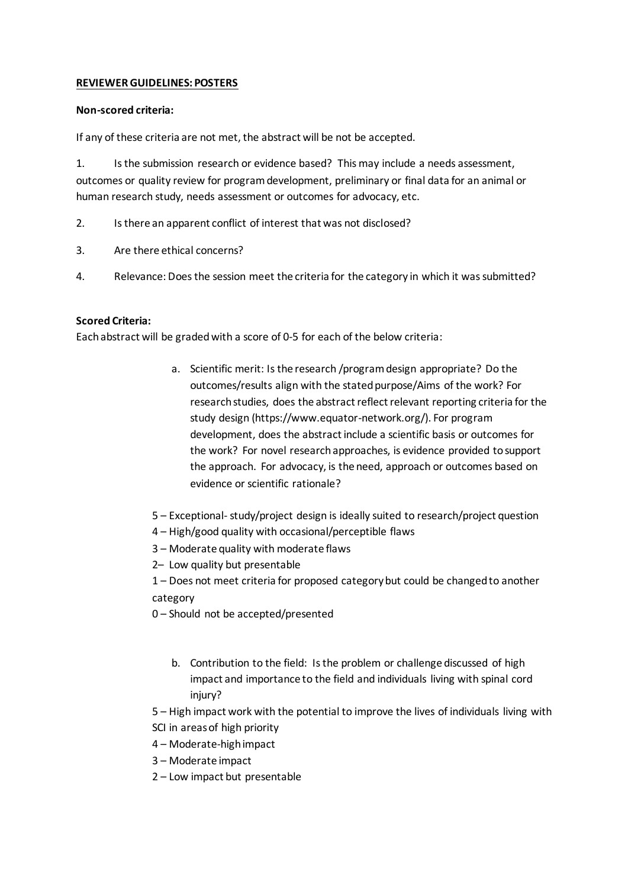**REVIEWER GUIDELINES: POSTERS**

**Non-scored criteria:**

If any of these criteria are not met, the abstract will be not be accepted.

1. Is the submission research or evidence based? This may include a needs assessment, outcomes or quality review for program development, preliminary or final data for an animal or human research study, needs assessment or outcomes for advocacy, etc.

2. Is there an apparent conflict of interest that was not disclosed?

3. Are there ethical concerns?

4. Relevance: Does the session meet the criteria for the category in which it was submitted?

**Scored Criteria:**

Each abstract will be graded with a score of 0-5 for each of the below criteria:

a. Scientific merit: Is the research /program design appropriate? Do the outcomes/results align with the stated purpose/Aims of the work? For research studies, does the abstract reflect relevant reporting criteria for the study design (https://www.equator-network.org/). For program development, does the abstract include a scientific basis or outcomes for the work? For novel research approaches, is evidence provided to support the approach. For advocacy, is the need, approach or outcomes based on evidence or scientific rationale?

5 – Exceptional- study/project design is ideally suited to research/project question
4 – High/good quality with occasional/perceptible flaws
3 – Moderate quality with moderate flaws
2– Low quality but presentable
1 – Does not meet criteria for proposed category but could be changed to another category
0 – Should not be accepted/presented

b. Contribution to the field: Is the problem or challenge discussed of high impact and importance to the field and individuals living with spinal cord injury?

5 – High impact work with the potential to improve the lives of individuals living with SCI in areas of high priority
4 – Moderate-high impact
3 – Moderate impact
2 – Low impact but presentable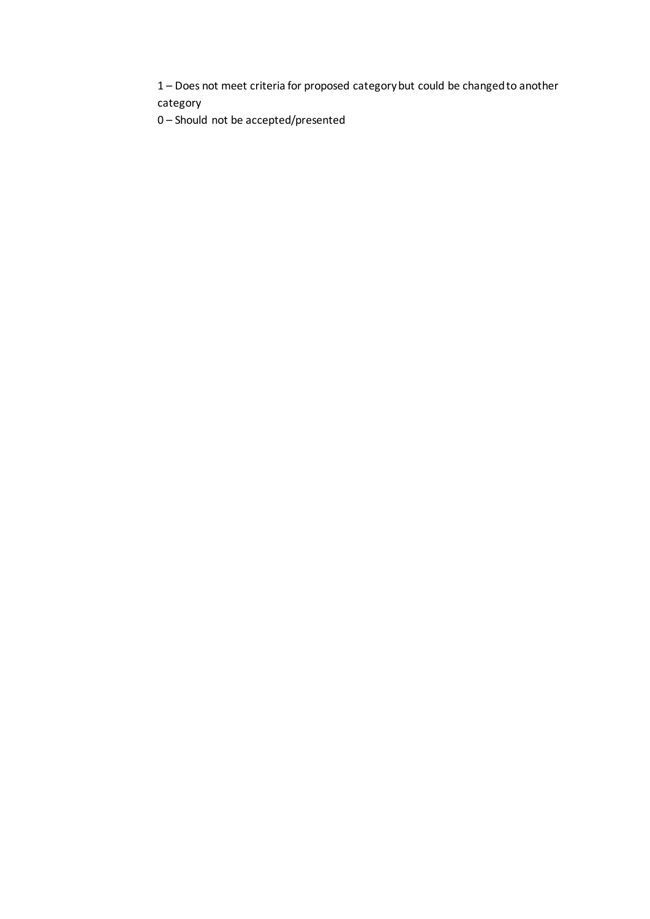1 – Does not meet criteria for proposed category but could be changed to another category

0 – Should not be accepted/presented